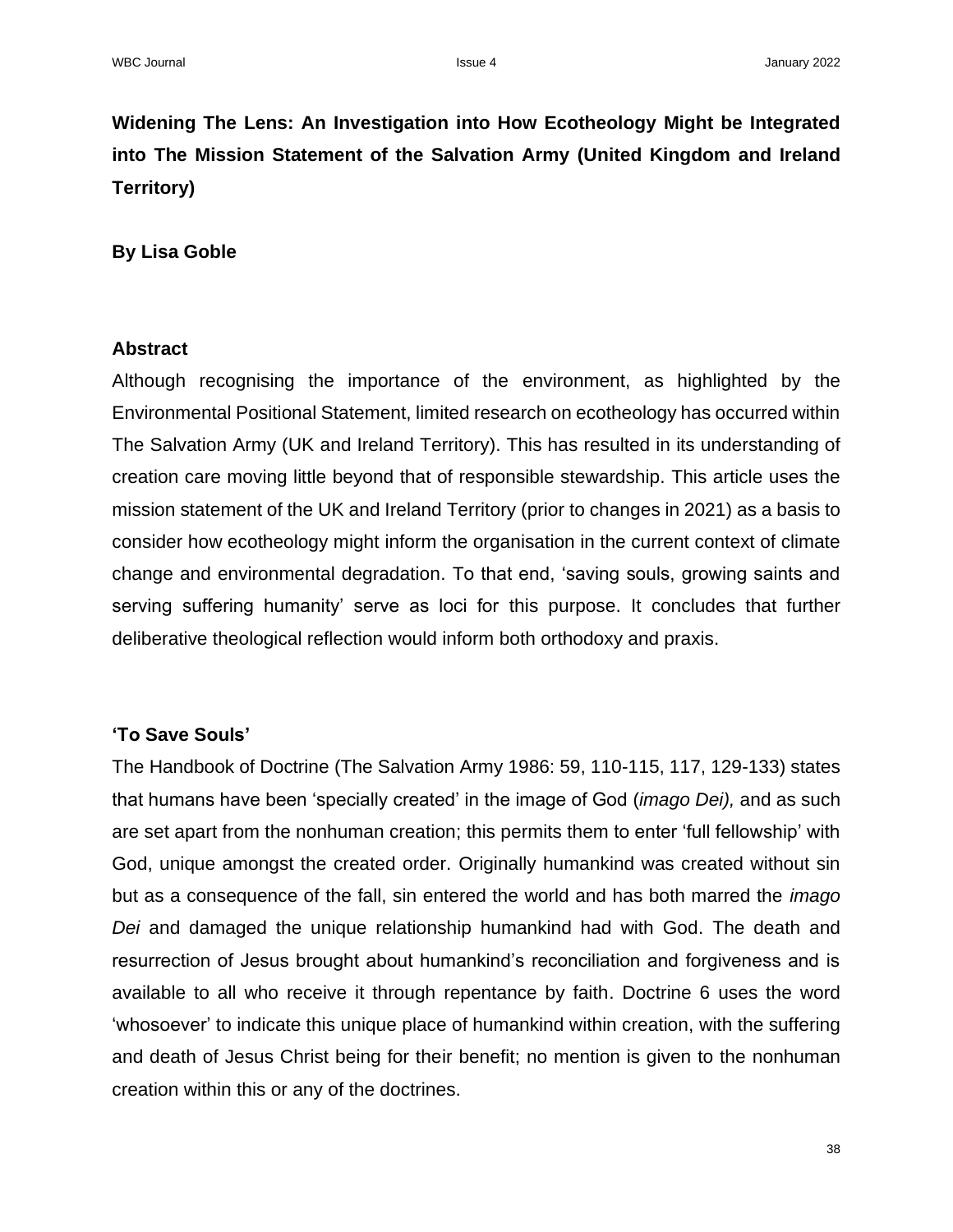# Widening The Lens: An Investigation into How Ecotheology Might be Integrated into The Mission Statement of the Salvation Army (United Kingdom and Ireland Territory)

**By Lisa Goble**

## Abstract

Although recognising the importance of the environment, as highlighted by the Environmental Positional Statement, limited research on ecotheology has occurred within The Salvation Army (UK and Ireland Territory). This has resulted in its understanding of creation care moving little beyond that of responsible stewardship. This article uses the mission statement of the UK and Ireland Territory (prior to changes in 2021) as a basis to consider how ecotheology might inform the organisation in the current context of climate change and environmental degradation. To that end, 'saving souls, growing saints and serving suffering humanity' serve as loci for this purpose. It concludes that further deliberative theological reflection would inform both orthodoxy and praxis.

## 'To Save Souls'

The Handbook of Doctrine (The Salvation Army 1986: 59, 110-115, 117, 129-133) states that humans have been 'specially created' in the image of God (*imago Dei),* and as such are set apart from the nonhuman creation; this permits them to enter 'full fellowship' with God, unique amongst the created order. Originally humankind was created without sin but as a consequence of the fall, sin entered the world and has both marred the *imago Dei* and damaged the unique relationship humankind had with God. The death and resurrection of Jesus brought about humankind's reconciliation and forgiveness and is available to all who receive it through repentance by faith. Doctrine 6 uses the word 'whosoever' to indicate this unique place of humankind within creation, with the suffering and death of Jesus Christ being for their benefit; no mention is given to the nonhuman creation within this or any of the doctrines.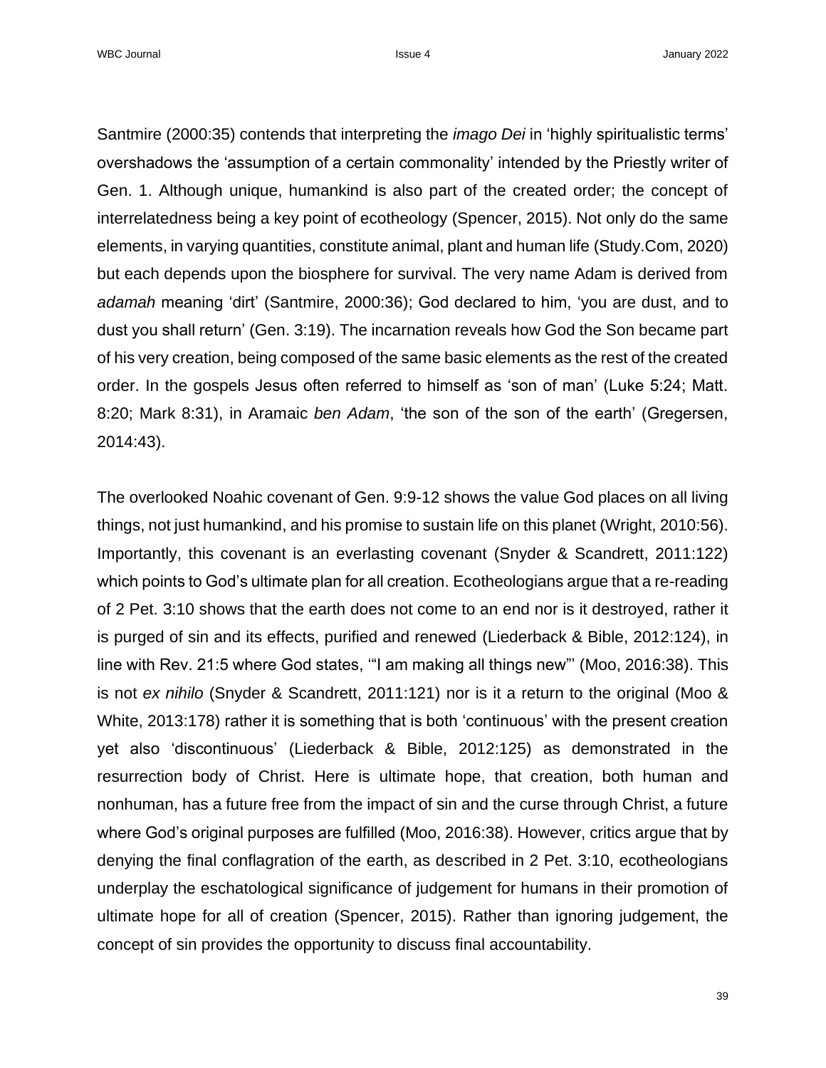Santmire (2000:35) contends that interpreting the *imago Dei* in 'highly spiritualistic terms' overshadows the 'assumption of a certain commonality' intended by the Priestly writer of Gen. 1. Although unique, humankind is also part of the created order; the concept of interrelatedness being a key point of ecotheology (Spencer, 2015). Not only do the same elements, in varying quantities, constitute animal, plant and human life (Study.Com, 2020) but each depends upon the biosphere for survival. The very name Adam is derived from *adamah* meaning 'dirt' (Santmire, 2000:36); God declared to him, 'you are dust, and to dust you shall return' (Gen. 3:19). The incarnation reveals how God the Son became part of his very creation, being composed of the same basic elements as the rest of the created order. In the gospels Jesus often referred to himself as 'son of man' (Luke 5:24; Matt. 8:20; Mark 8:31), in Aramaic *ben Adam*, 'the son of the son of the earth' (Gregersen, 2014:43).

The overlooked Noahic covenant of Gen. 9:9-12 shows the value God places on all living things, not just humankind, and his promise to sustain life on this planet (Wright, 2010:56). Importantly, this covenant is an everlasting covenant (Snyder & Scandrett, 2011:122) which points to God's ultimate plan for all creation. Ecotheologians argue that a re-reading of 2 Pet. 3:10 shows that the earth does not come to an end nor is it destroyed, rather it is purged of sin and its effects, purified and renewed (Liederback & Bible, 2012:124), in line with Rev. 21:5 where God states, '"I am making all things new"' (Moo, 2016:38). This is not *ex nihilo* (Snyder & Scandrett, 2011:121) nor is it a return to the original (Moo & White, 2013:178) rather it is something that is both 'continuous' with the present creation yet also 'discontinuous' (Liederback & Bible, 2012:125) as demonstrated in the resurrection body of Christ. Here is ultimate hope, that creation, both human and nonhuman, has a future free from the impact of sin and the curse through Christ, a future where God's original purposes are fulfilled (Moo, 2016:38). However, critics argue that by denying the final conflagration of the earth, as described in 2 Pet. 3:10, ecotheologians underplay the eschatological significance of judgement for humans in their promotion of ultimate hope for all of creation (Spencer, 2015). Rather than ignoring judgement, the concept of sin provides the opportunity to discuss final accountability.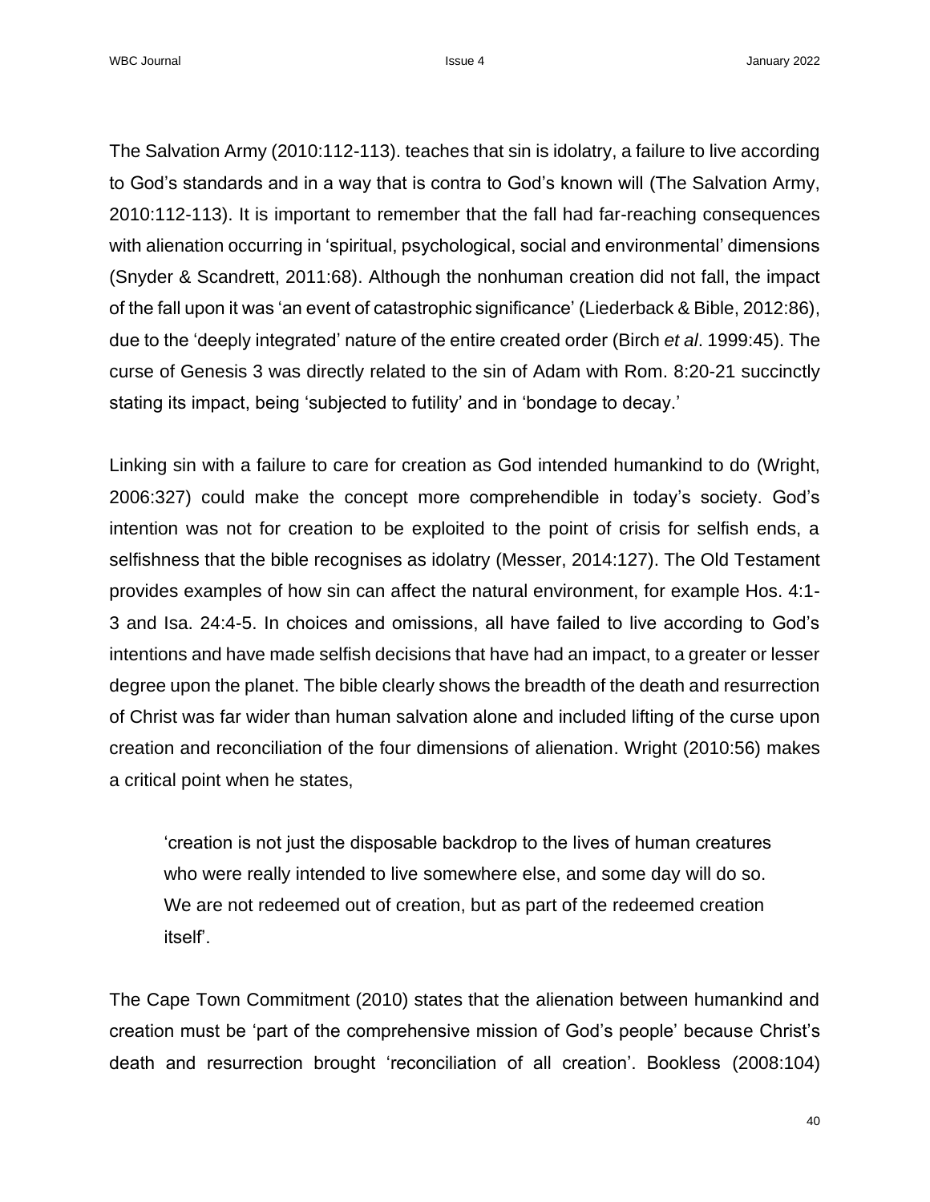The Salvation Army (2010:112-113). teaches that sin is idolatry, a failure to live according to God's standards and in a way that is contra to God's known will (The Salvation Army, 2010:112-113). It is important to remember that the fall had far-reaching consequences with alienation occurring in 'spiritual, psychological, social and environmental' dimensions (Snyder & Scandrett, 2011:68). Although the nonhuman creation did not fall, the impact of the fall upon it was 'an event of catastrophic significance' (Liederback & Bible, 2012:86), due to the 'deeply integrated' nature of the entire created order (Birch *et al*. 1999:45). The curse of Genesis 3 was directly related to the sin of Adam with Rom. 8:20-21 succinctly stating its impact, being 'subjected to futility' and in 'bondage to decay.'

Linking sin with a failure to care for creation as God intended humankind to do (Wright, 2006:327) could make the concept more comprehendible in today's society. God's intention was not for creation to be exploited to the point of crisis for selfish ends, a selfishness that the bible recognises as idolatry (Messer, 2014:127). The Old Testament provides examples of how sin can affect the natural environment, for example Hos. 4:1-3 and Isa. 24:4-5. In choices and omissions, all have failed to live according to God's intentions and have made selfish decisions that have had an impact, to a greater or lesser degree upon the planet. The bible clearly shows the breadth of the death and resurrection of Christ was far wider than human salvation alone and included lifting of the curse upon creation and reconciliation of the four dimensions of alienation. Wright (2010:56) makes a critical point when he states,

> 'creation is not just the disposable backdrop to the lives of human creatures who were really intended to live somewhere else, and some day will do so. We are not redeemed out of creation, but as part of the redeemed creation itself'.

The Cape Town Commitment (2010) states that the alienation between humankind and creation must be 'part of the comprehensive mission of God's people' because Christ's death and resurrection brought 'reconciliation of all creation'. Bookless (2008:104)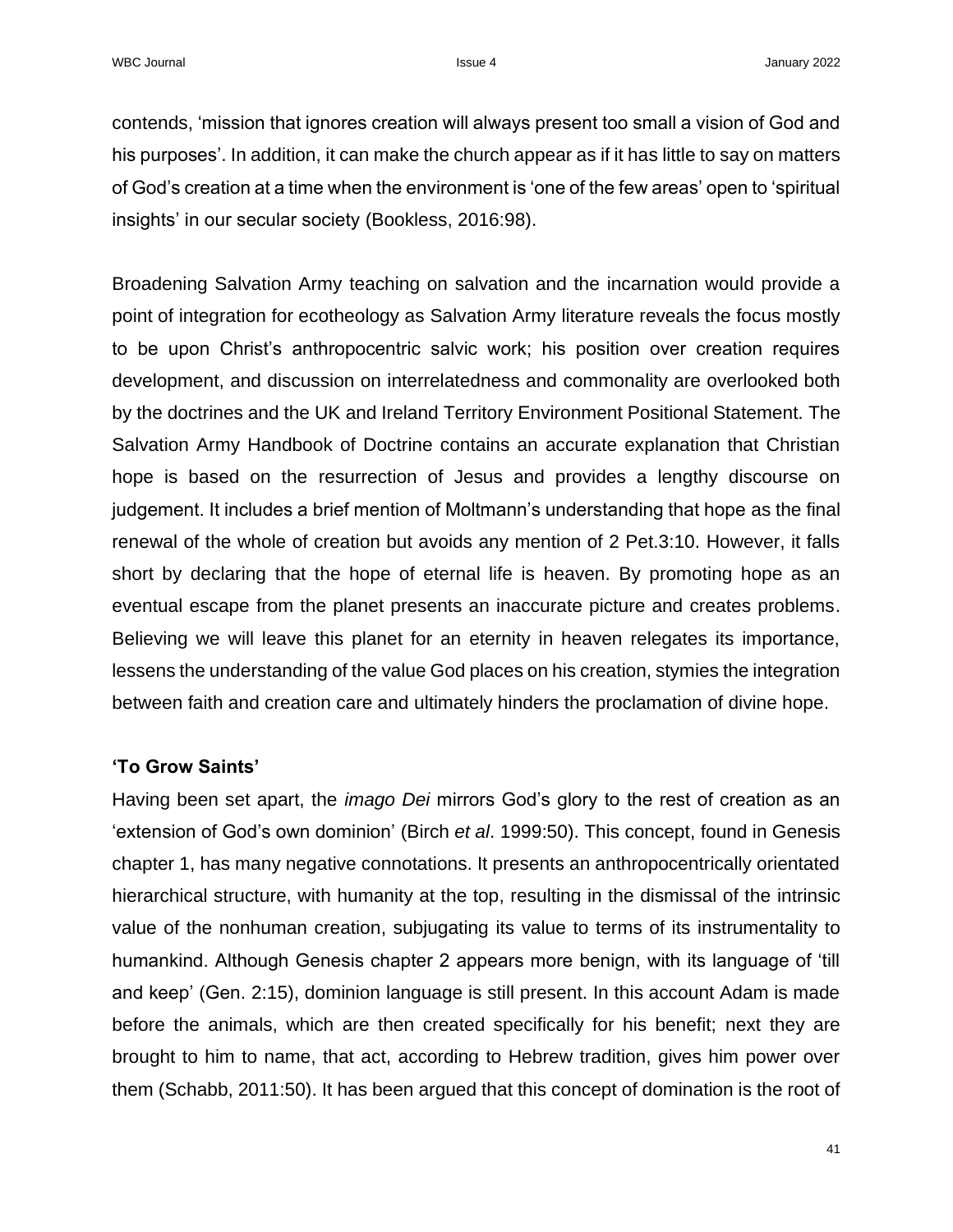contends, 'mission that ignores creation will always present too small a vision of God and his purposes'. In addition, it can make the church appear as if it has little to say on matters of God's creation at a time when the environment is 'one of the few areas' open to 'spiritual insights' in our secular society (Bookless, 2016:98).

Broadening Salvation Army teaching on salvation and the incarnation would provide a point of integration for ecotheology as Salvation Army literature reveals the focus mostly to be upon Christ's anthropocentric salvic work; his position over creation requires development, and discussion on interrelatedness and commonality are overlooked both by the doctrines and the UK and Ireland Territory Environment Positional Statement. The Salvation Army Handbook of Doctrine contains an accurate explanation that Christian hope is based on the resurrection of Jesus and provides a lengthy discourse on judgement. It includes a brief mention of Moltmann's understanding that hope as the final renewal of the whole of creation but avoids any mention of 2 Pet.3:10. However, it falls short by declaring that the hope of eternal life is heaven. By promoting hope as an eventual escape from the planet presents an inaccurate picture and creates problems. Believing we will leave this planet for an eternity in heaven relegates its importance, lessens the understanding of the value God places on his creation, stymies the integration between faith and creation care and ultimately hinders the proclamation of divine hope.

**'To Grow Saints'**

Having been set apart, the *imago Dei* mirrors God's glory to the rest of creation as an 'extension of God's own dominion' (Birch *et al*. 1999:50). This concept, found in Genesis chapter 1, has many negative connotations. It presents an anthropocentrically orientated hierarchical structure, with humanity at the top, resulting in the dismissal of the intrinsic value of the nonhuman creation, subjugating its value to terms of its instrumentality to humankind. Although Genesis chapter 2 appears more benign, with its language of 'till and keep' (Gen. 2:15), dominion language is still present. In this account Adam is made before the animals, which are then created specifically for his benefit; next they are brought to him to name, that act, according to Hebrew tradition, gives him power over them (Schabb, 2011:50). It has been argued that this concept of domination is the root of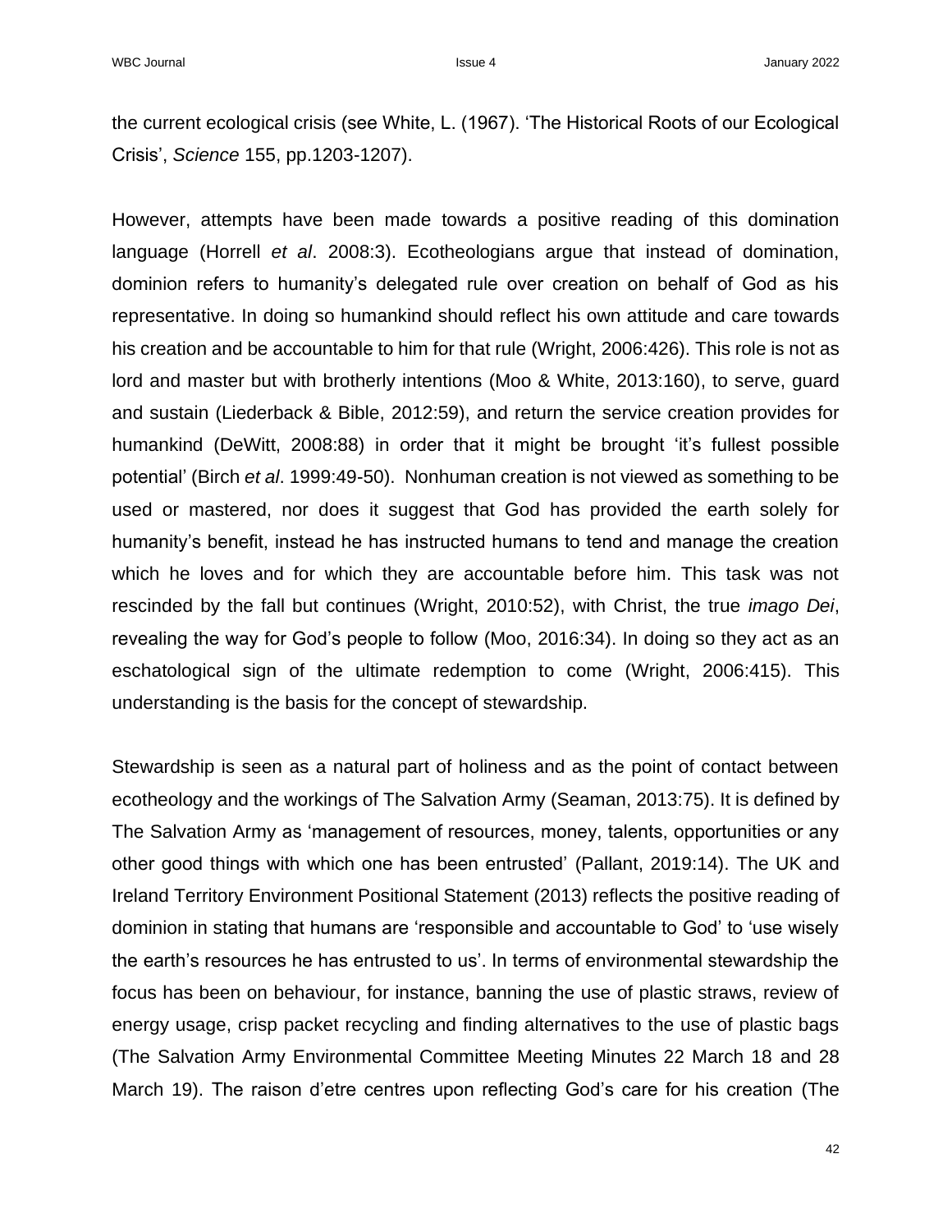the current ecological crisis (see White, L. (1967). 'The Historical Roots of our Ecological Crisis', *Science* 155, pp.1203-1207).

However, attempts have been made towards a positive reading of this domination language (Horrell *et al*. 2008:3). Ecotheologians argue that instead of domination, dominion refers to humanity's delegated rule over creation on behalf of God as his representative. In doing so humankind should reflect his own attitude and care towards his creation and be accountable to him for that rule (Wright, 2006:426). This role is not as lord and master but with brotherly intentions (Moo & White, 2013:160), to serve, guard and sustain (Liederback & Bible, 2012:59), and return the service creation provides for humankind (DeWitt, 2008:88) in order that it might be brought 'it's fullest possible potential' (Birch *et al*. 1999:49-50). Nonhuman creation is not viewed as something to be used or mastered, nor does it suggest that God has provided the earth solely for humanity's benefit, instead he has instructed humans to tend and manage the creation which he loves and for which they are accountable before him. This task was not rescinded by the fall but continues (Wright, 2010:52), with Christ, the true *imago Dei*, revealing the way for God's people to follow (Moo, 2016:34). In doing so they act as an eschatological sign of the ultimate redemption to come (Wright, 2006:415). This understanding is the basis for the concept of stewardship.

Stewardship is seen as a natural part of holiness and as the point of contact between ecotheology and the workings of The Salvation Army (Seaman, 2013:75). It is defined by The Salvation Army as 'management of resources, money, talents, opportunities or any other good things with which one has been entrusted' (Pallant, 2019:14). The UK and Ireland Territory Environment Positional Statement (2013) reflects the positive reading of dominion in stating that humans are 'responsible and accountable to God' to 'use wisely the earth's resources he has entrusted to us'. In terms of environmental stewardship the focus has been on behaviour, for instance, banning the use of plastic straws, review of energy usage, crisp packet recycling and finding alternatives to the use of plastic bags (The Salvation Army Environmental Committee Meeting Minutes 22 March 18 and 28 March 19). The raison d'etre centres upon reflecting God's care for his creation (The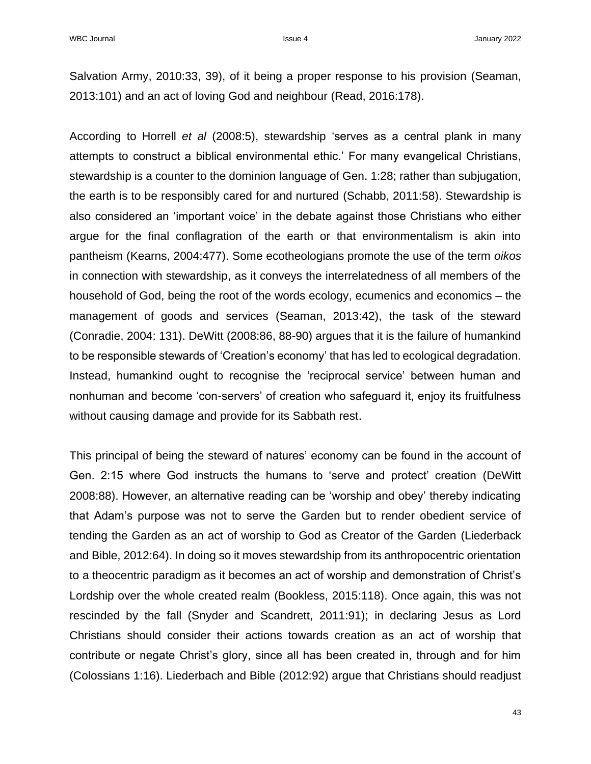Salvation Army, 2010:33, 39), of it being a proper response to his provision (Seaman, 2013:101) and an act of loving God and neighbour (Read, 2016:178).

According to Horrell *et al* (2008:5), stewardship 'serves as a central plank in many attempts to construct a biblical environmental ethic.' For many evangelical Christians, stewardship is a counter to the dominion language of Gen. 1:28; rather than subjugation, the earth is to be responsibly cared for and nurtured (Schabb, 2011:58). Stewardship is also considered an 'important voice' in the debate against those Christians who either argue for the final conflagration of the earth or that environmentalism is akin into pantheism (Kearns, 2004:477). Some ecotheologians promote the use of the term *oikos* in connection with stewardship, as it conveys the interrelatedness of all members of the household of God, being the root of the words ecology, ecumenics and economics – the management of goods and services (Seaman, 2013:42), the task of the steward (Conradie, 2004: 131). DeWitt (2008:86, 88-90) argues that it is the failure of humankind to be responsible stewards of 'Creation's economy' that has led to ecological degradation. Instead, humankind ought to recognise the 'reciprocal service' between human and nonhuman and become 'con-servers' of creation who safeguard it, enjoy its fruitfulness without causing damage and provide for its Sabbath rest.

This principal of being the steward of natures' economy can be found in the account of Gen. 2:15 where God instructs the humans to 'serve and protect' creation (DeWitt 2008:88). However, an alternative reading can be 'worship and obey' thereby indicating that Adam's purpose was not to serve the Garden but to render obedient service of tending the Garden as an act of worship to God as Creator of the Garden (Liederback and Bible, 2012:64). In doing so it moves stewardship from its anthropocentric orientation to a theocentric paradigm as it becomes an act of worship and demonstration of Christ's Lordship over the whole created realm (Bookless, 2015:118). Once again, this was not rescinded by the fall (Snyder and Scandrett, 2011:91); in declaring Jesus as Lord Christians should consider their actions towards creation as an act of worship that contribute or negate Christ's glory, since all has been created in, through and for him (Colossians 1:16). Liederbach and Bible (2012:92) argue that Christians should readjust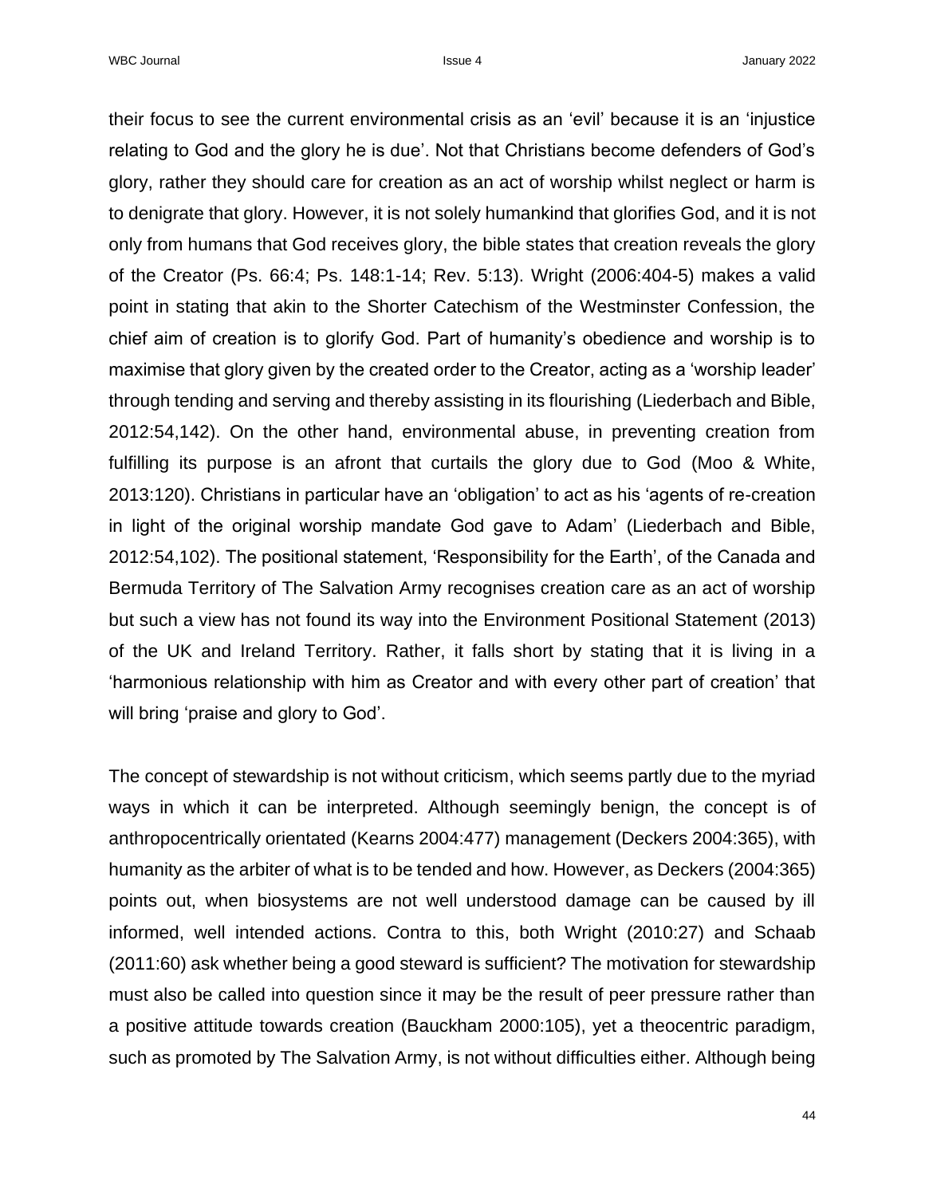their focus to see the current environmental crisis as an 'evil' because it is an 'injustice relating to God and the glory he is due'. Not that Christians become defenders of God's glory, rather they should care for creation as an act of worship whilst neglect or harm is to denigrate that glory. However, it is not solely humankind that glorifies God, and it is not only from humans that God receives glory, the bible states that creation reveals the glory of the Creator (Ps. 66:4; Ps. 148:1-14; Rev. 5:13). Wright (2006:404-5) makes a valid point in stating that akin to the Shorter Catechism of the Westminster Confession, the chief aim of creation is to glorify God. Part of humanity's obedience and worship is to maximise that glory given by the created order to the Creator, acting as a 'worship leader' through tending and serving and thereby assisting in its flourishing (Liederbach and Bible, 2012:54,142). On the other hand, environmental abuse, in preventing creation from fulfilling its purpose is an afront that curtails the glory due to God (Moo & White, 2013:120). Christians in particular have an 'obligation' to act as his 'agents of re-creation in light of the original worship mandate God gave to Adam' (Liederbach and Bible, 2012:54,102). The positional statement, 'Responsibility for the Earth', of the Canada and Bermuda Territory of The Salvation Army recognises creation care as an act of worship but such a view has not found its way into the Environment Positional Statement (2013) of the UK and Ireland Territory. Rather, it falls short by stating that it is living in a 'harmonious relationship with him as Creator and with every other part of creation' that will bring 'praise and glory to God'.

The concept of stewardship is not without criticism, which seems partly due to the myriad ways in which it can be interpreted. Although seemingly benign, the concept is of anthropocentrically orientated (Kearns 2004:477) management (Deckers 2004:365), with humanity as the arbiter of what is to be tended and how. However, as Deckers (2004:365) points out, when biosystems are not well understood damage can be caused by ill informed, well intended actions. Contra to this, both Wright (2010:27) and Schaab (2011:60) ask whether being a good steward is sufficient? The motivation for stewardship must also be called into question since it may be the result of peer pressure rather than a positive attitude towards creation (Bauckham 2000:105), yet a theocentric paradigm, such as promoted by The Salvation Army, is not without difficulties either. Although being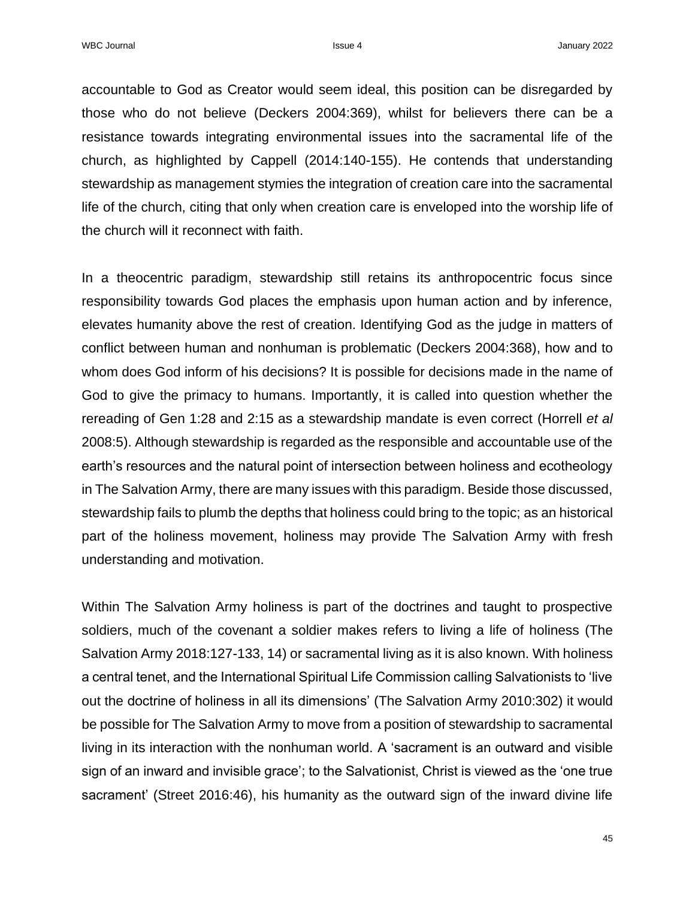accountable to God as Creator would seem ideal, this position can be disregarded by those who do not believe (Deckers 2004:369), whilst for believers there can be a resistance towards integrating environmental issues into the sacramental life of the church, as highlighted by Cappell (2014:140-155). He contends that understanding stewardship as management stymies the integration of creation care into the sacramental life of the church, citing that only when creation care is enveloped into the worship life of the church will it reconnect with faith.

In a theocentric paradigm, stewardship still retains its anthropocentric focus since responsibility towards God places the emphasis upon human action and by inference, elevates humanity above the rest of creation. Identifying God as the judge in matters of conflict between human and nonhuman is problematic (Deckers 2004:368), how and to whom does God inform of his decisions? It is possible for decisions made in the name of God to give the primacy to humans. Importantly, it is called into question whether the rereading of Gen 1:28 and 2:15 as a stewardship mandate is even correct (Horrell *et al* 2008:5). Although stewardship is regarded as the responsible and accountable use of the earth's resources and the natural point of intersection between holiness and ecotheology in The Salvation Army, there are many issues with this paradigm. Beside those discussed, stewardship fails to plumb the depths that holiness could bring to the topic; as an historical part of the holiness movement, holiness may provide The Salvation Army with fresh understanding and motivation.

Within The Salvation Army holiness is part of the doctrines and taught to prospective soldiers, much of the covenant a soldier makes refers to living a life of holiness (The Salvation Army 2018:127-133, 14) or sacramental living as it is also known. With holiness a central tenet, and the International Spiritual Life Commission calling Salvationists to 'live out the doctrine of holiness in all its dimensions' (The Salvation Army 2010:302) it would be possible for The Salvation Army to move from a position of stewardship to sacramental living in its interaction with the nonhuman world. A 'sacrament is an outward and visible sign of an inward and invisible grace'; to the Salvationist, Christ is viewed as the 'one true sacrament' (Street 2016:46), his humanity as the outward sign of the inward divine life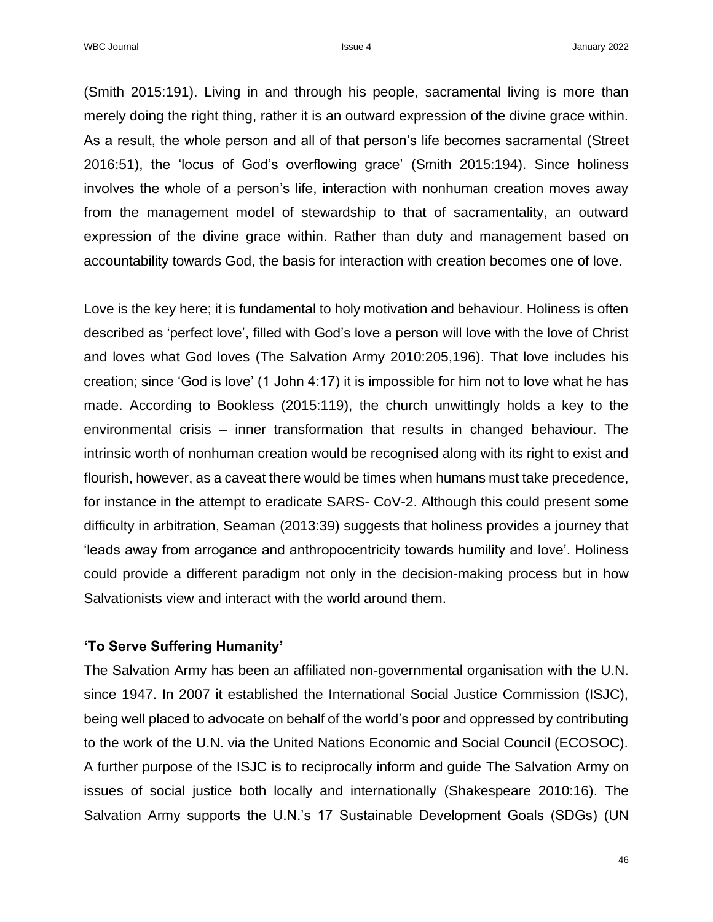(Smith 2015:191). Living in and through his people, sacramental living is more than merely doing the right thing, rather it is an outward expression of the divine grace within. As a result, the whole person and all of that person's life becomes sacramental (Street 2016:51), the 'locus of God's overflowing grace' (Smith 2015:194). Since holiness involves the whole of a person's life, interaction with nonhuman creation moves away from the management model of stewardship to that of sacramentality, an outward expression of the divine grace within. Rather than duty and management based on accountability towards God, the basis for interaction with creation becomes one of love.

Love is the key here; it is fundamental to holy motivation and behaviour. Holiness is often described as 'perfect love', filled with God's love a person will love with the love of Christ and loves what God loves (The Salvation Army 2010:205,196). That love includes his creation; since 'God is love' (1 John 4:17) it is impossible for him not to love what he has made. According to Bookless (2015:119), the church unwittingly holds a key to the environmental crisis – inner transformation that results in changed behaviour. The intrinsic worth of nonhuman creation would be recognised along with its right to exist and flourish, however, as a caveat there would be times when humans must take precedence, for instance in the attempt to eradicate SARS- CoV-2. Although this could present some difficulty in arbitration, Seaman (2013:39) suggests that holiness provides a journey that 'leads away from arrogance and anthropocentricity towards humility and love'. Holiness could provide a different paradigm not only in the decision-making process but in how Salvationists view and interact with the world around them.

**'To Serve Suffering Humanity'**

The Salvation Army has been an affiliated non-governmental organisation with the U.N. since 1947. In 2007 it established the International Social Justice Commission (ISJC), being well placed to advocate on behalf of the world's poor and oppressed by contributing to the work of the U.N. via the United Nations Economic and Social Council (ECOSOC). A further purpose of the ISJC is to reciprocally inform and guide The Salvation Army on issues of social justice both locally and internationally (Shakespeare 2010:16). The Salvation Army supports the U.N.'s 17 Sustainable Development Goals (SDGs) (UN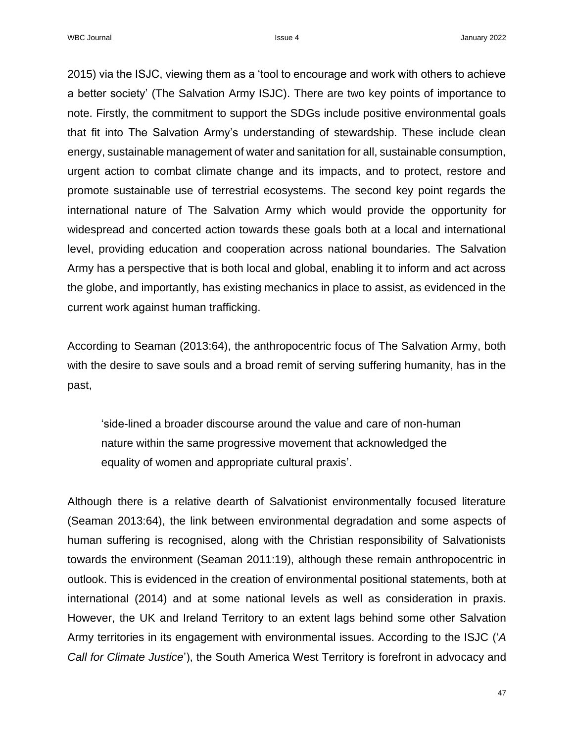2015) via the ISJC, viewing them as a 'tool to encourage and work with others to achieve a better society' (The Salvation Army ISJC). There are two key points of importance to note. Firstly, the commitment to support the SDGs include positive environmental goals that fit into The Salvation Army's understanding of stewardship. These include clean energy, sustainable management of water and sanitation for all, sustainable consumption, urgent action to combat climate change and its impacts, and to protect, restore and promote sustainable use of terrestrial ecosystems. The second key point regards the international nature of The Salvation Army which would provide the opportunity for widespread and concerted action towards these goals both at a local and international level, providing education and cooperation across national boundaries. The Salvation Army has a perspective that is both local and global, enabling it to inform and act across the globe, and importantly, has existing mechanics in place to assist, as evidenced in the current work against human trafficking.

According to Seaman (2013:64), the anthropocentric focus of The Salvation Army, both with the desire to save souls and a broad remit of serving suffering humanity, has in the past,

> 'side-lined a broader discourse around the value and care of non-human nature within the same progressive movement that acknowledged the equality of women and appropriate cultural praxis'.

Although there is a relative dearth of Salvationist environmentally focused literature (Seaman 2013:64), the link between environmental degradation and some aspects of human suffering is recognised, along with the Christian responsibility of Salvationists towards the environment (Seaman 2011:19), although these remain anthropocentric in outlook. This is evidenced in the creation of environmental positional statements, both at international (2014) and at some national levels as well as consideration in praxis. However, the UK and Ireland Territory to an extent lags behind some other Salvation Army territories in its engagement with environmental issues. According to the ISJC ('*A Call for Climate Justice*'), the South America West Territory is forefront in advocacy and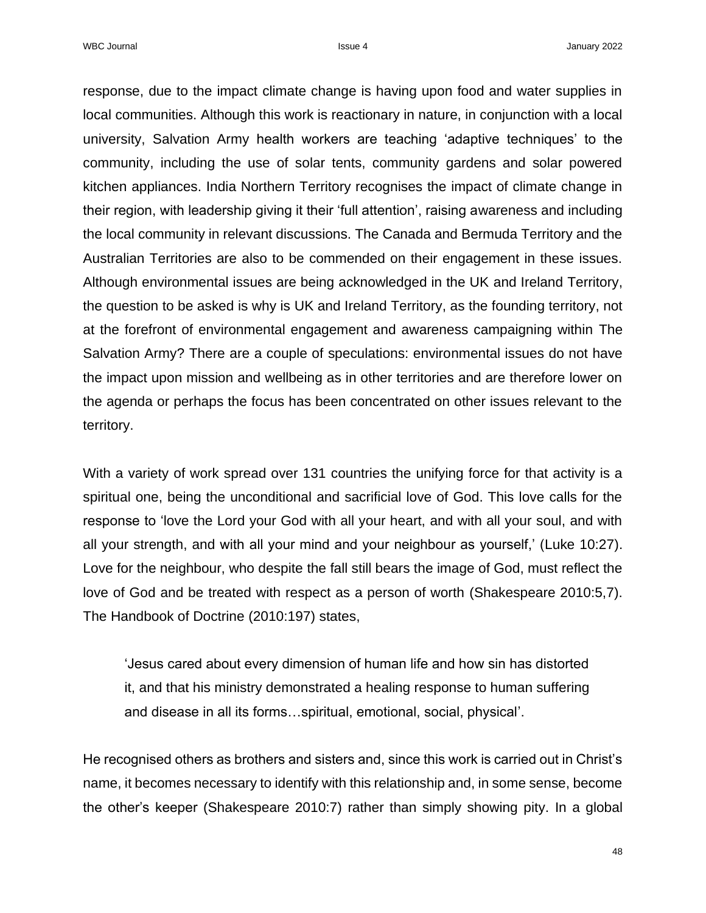response, due to the impact climate change is having upon food and water supplies in local communities. Although this work is reactionary in nature, in conjunction with a local university, Salvation Army health workers are teaching 'adaptive techniques' to the community, including the use of solar tents, community gardens and solar powered kitchen appliances. India Northern Territory recognises the impact of climate change in their region, with leadership giving it their 'full attention', raising awareness and including the local community in relevant discussions. The Canada and Bermuda Territory and the Australian Territories are also to be commended on their engagement in these issues. Although environmental issues are being acknowledged in the UK and Ireland Territory, the question to be asked is why is UK and Ireland Territory, as the founding territory, not at the forefront of environmental engagement and awareness campaigning within The Salvation Army? There are a couple of speculations: environmental issues do not have the impact upon mission and wellbeing as in other territories and are therefore lower on the agenda or perhaps the focus has been concentrated on other issues relevant to the territory.

With a variety of work spread over 131 countries the unifying force for that activity is a spiritual one, being the unconditional and sacrificial love of God. This love calls for the response to 'love the Lord your God with all your heart, and with all your soul, and with all your strength, and with all your mind and your neighbour as yourself,' (Luke 10:27). Love for the neighbour, who despite the fall still bears the image of God, must reflect the love of God and be treated with respect as a person of worth (Shakespeare 2010:5,7). The Handbook of Doctrine (2010:197) states,

> 'Jesus cared about every dimension of human life and how sin has distorted it, and that his ministry demonstrated a healing response to human suffering and disease in all its forms…spiritual, emotional, social, physical'.

He recognised others as brothers and sisters and, since this work is carried out in Christ's name, it becomes necessary to identify with this relationship and, in some sense, become the other's keeper (Shakespeare 2010:7) rather than simply showing pity. In a global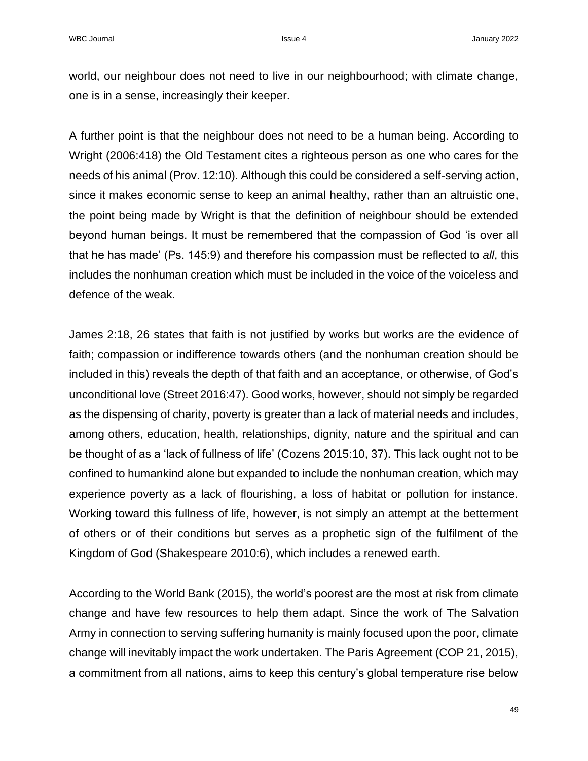world, our neighbour does not need to live in our neighbourhood; with climate change, one is in a sense, increasingly their keeper.

A further point is that the neighbour does not need to be a human being. According to Wright (2006:418) the Old Testament cites a righteous person as one who cares for the needs of his animal (Prov. 12:10). Although this could be considered a self-serving action, since it makes economic sense to keep an animal healthy, rather than an altruistic one, the point being made by Wright is that the definition of neighbour should be extended beyond human beings. It must be remembered that the compassion of God 'is over all that he has made' (Ps. 145:9) and therefore his compassion must be reflected to *all*, this includes the nonhuman creation which must be included in the voice of the voiceless and defence of the weak.

James 2:18, 26 states that faith is not justified by works but works are the evidence of faith; compassion or indifference towards others (and the nonhuman creation should be included in this) reveals the depth of that faith and an acceptance, or otherwise, of God's unconditional love (Street 2016:47). Good works, however, should not simply be regarded as the dispensing of charity, poverty is greater than a lack of material needs and includes, among others, education, health, relationships, dignity, nature and the spiritual and can be thought of as a 'lack of fullness of life' (Cozens 2015:10, 37). This lack ought not to be confined to humankind alone but expanded to include the nonhuman creation, which may experience poverty as a lack of flourishing, a loss of habitat or pollution for instance. Working toward this fullness of life, however, is not simply an attempt at the betterment of others or of their conditions but serves as a prophetic sign of the fulfilment of the Kingdom of God (Shakespeare 2010:6), which includes a renewed earth.

According to the World Bank (2015), the world's poorest are the most at risk from climate change and have few resources to help them adapt. Since the work of The Salvation Army in connection to serving suffering humanity is mainly focused upon the poor, climate change will inevitably impact the work undertaken. The Paris Agreement (COP 21, 2015), a commitment from all nations, aims to keep this century's global temperature rise below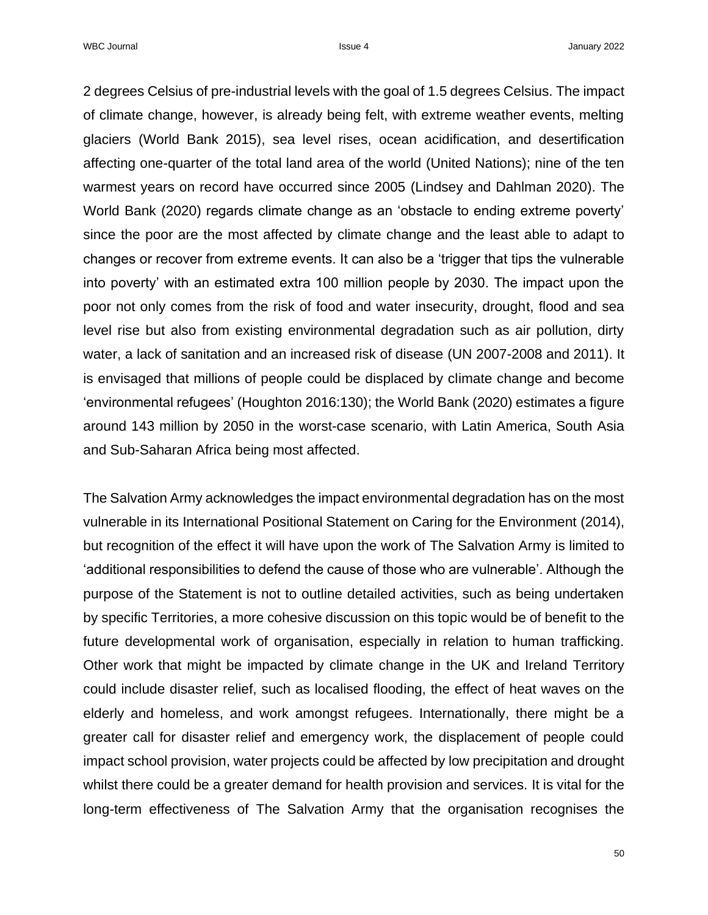2 degrees Celsius of pre-industrial levels with the goal of 1.5 degrees Celsius. The impact of climate change, however, is already being felt, with extreme weather events, melting glaciers (World Bank 2015), sea level rises, ocean acidification, and desertification affecting one-quarter of the total land area of the world (United Nations); nine of the ten warmest years on record have occurred since 2005 (Lindsey and Dahlman 2020). The World Bank (2020) regards climate change as an 'obstacle to ending extreme poverty' since the poor are the most affected by climate change and the least able to adapt to changes or recover from extreme events. It can also be a 'trigger that tips the vulnerable into poverty' with an estimated extra 100 million people by 2030. The impact upon the poor not only comes from the risk of food and water insecurity, drought, flood and sea level rise but also from existing environmental degradation such as air pollution, dirty water, a lack of sanitation and an increased risk of disease (UN 2007-2008 and 2011). It is envisaged that millions of people could be displaced by climate change and become 'environmental refugees' (Houghton 2016:130); the World Bank (2020) estimates a figure around 143 million by 2050 in the worst-case scenario, with Latin America, South Asia and Sub-Saharan Africa being most affected.

The Salvation Army acknowledges the impact environmental degradation has on the most vulnerable in its International Positional Statement on Caring for the Environment (2014), but recognition of the effect it will have upon the work of The Salvation Army is limited to 'additional responsibilities to defend the cause of those who are vulnerable'. Although the purpose of the Statement is not to outline detailed activities, such as being undertaken by specific Territories, a more cohesive discussion on this topic would be of benefit to the future developmental work of organisation, especially in relation to human trafficking. Other work that might be impacted by climate change in the UK and Ireland Territory could include disaster relief, such as localised flooding, the effect of heat waves on the elderly and homeless, and work amongst refugees. Internationally, there might be a greater call for disaster relief and emergency work, the displacement of people could impact school provision, water projects could be affected by low precipitation and drought whilst there could be a greater demand for health provision and services. It is vital for the long-term effectiveness of The Salvation Army that the organisation recognises the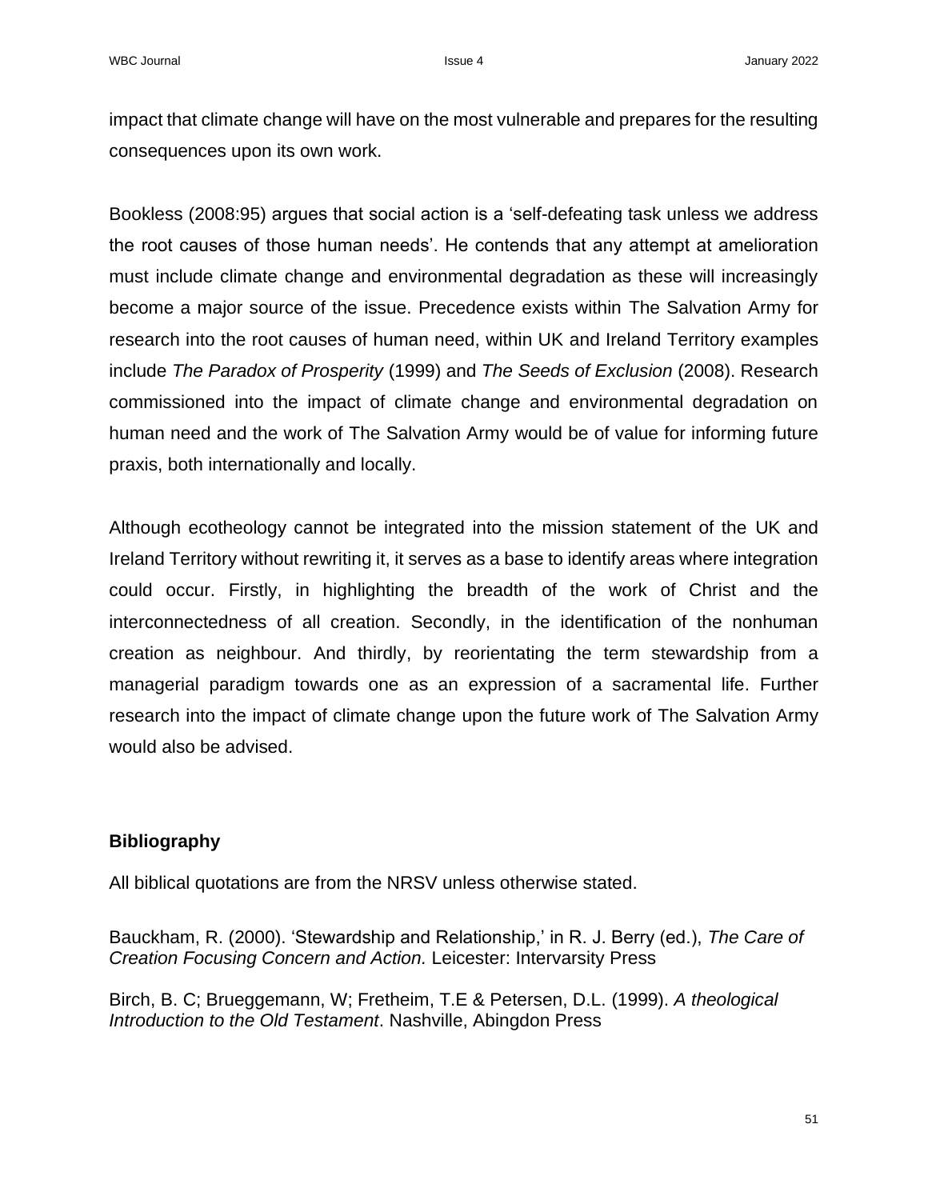impact that climate change will have on the most vulnerable and prepares for the resulting consequences upon its own work.

Bookless (2008:95) argues that social action is a 'self-defeating task unless we address the root causes of those human needs'. He contends that any attempt at amelioration must include climate change and environmental degradation as these will increasingly become a major source of the issue. Precedence exists within The Salvation Army for research into the root causes of human need, within UK and Ireland Territory examples include *The Paradox of Prosperity* (1999) and *The Seeds of Exclusion* (2008). Research commissioned into the impact of climate change and environmental degradation on human need and the work of The Salvation Army would be of value for informing future praxis, both internationally and locally.

Although ecotheology cannot be integrated into the mission statement of the UK and Ireland Territory without rewriting it, it serves as a base to identify areas where integration could occur. Firstly, in highlighting the breadth of the work of Christ and the interconnectedness of all creation. Secondly, in the identification of the nonhuman creation as neighbour. And thirdly, by reorientating the term stewardship from a managerial paradigm towards one as an expression of a sacramental life. Further research into the impact of climate change upon the future work of The Salvation Army would also be advised.

## Bibliography

All biblical quotations are from the NRSV unless otherwise stated.

Bauckham, R. (2000). 'Stewardship and Relationship,' in R. J. Berry (ed.), *The Care of Creation Focusing Concern and Action.* Leicester: Intervarsity Press

Birch, B. C; Brueggemann, W; Fretheim, T.E & Petersen, D.L. (1999). *A theological Introduction to the Old Testament*. Nashville, Abingdon Press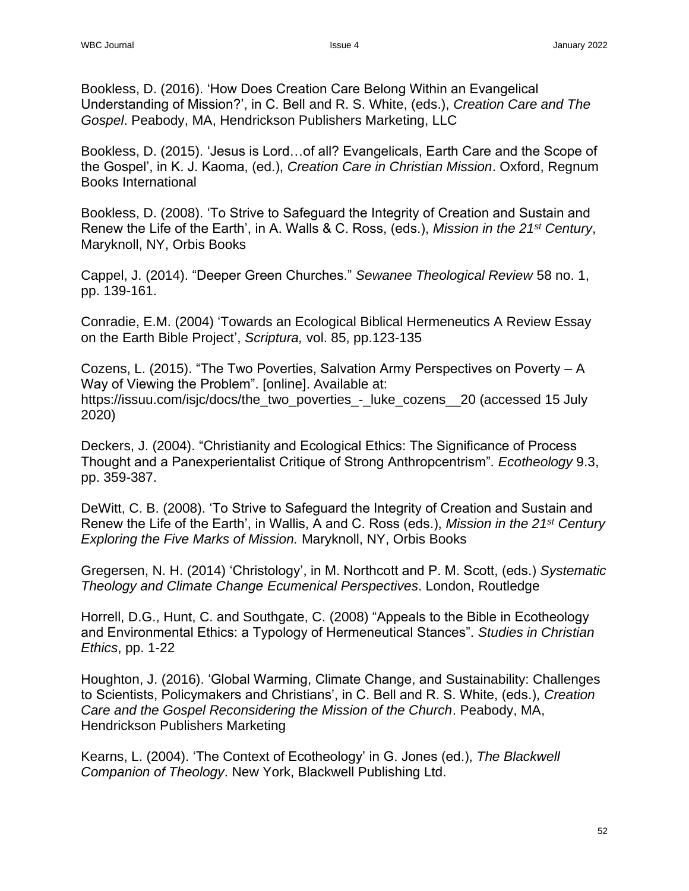Bookless, D. (2016). 'How Does Creation Care Belong Within an Evangelical Understanding of Mission?', in C. Bell and R. S. White, (eds.), *Creation Care and The Gospel*. Peabody, MA, Hendrickson Publishers Marketing, LLC

Bookless, D. (2015). 'Jesus is Lord…of all? Evangelicals, Earth Care and the Scope of the Gospel', in K. J. Kaoma, (ed.), *Creation Care in Christian Mission*. Oxford, Regnum Books International

Bookless, D. (2008). 'To Strive to Safeguard the Integrity of Creation and Sustain and Renew the Life of the Earth', in A. Walls & C. Ross, (eds.), *Mission in the 21st Century*, Maryknoll, NY, Orbis Books

Cappel, J. (2014). "Deeper Green Churches." *Sewanee Theological Review* 58 no. 1, pp. 139-161.

Conradie, E.M. (2004) 'Towards an Ecological Biblical Hermeneutics A Review Essay on the Earth Bible Project', *Scriptura,* vol. 85, pp.123-135

Cozens, L. (2015). "The Two Poverties, Salvation Army Perspectives on Poverty – A Way of Viewing the Problem". [online]. Available at: https://issuu.com/isjc/docs/the_two_poverties_-_luke_cozens__20 (accessed 15 July 2020)

Deckers, J. (2004). "Christianity and Ecological Ethics: The Significance of Process Thought and a Panexperientalist Critique of Strong Anthropcentrism". *Ecotheology* 9.3, pp. 359-387.

DeWitt, C. B. (2008). 'To Strive to Safeguard the Integrity of Creation and Sustain and Renew the Life of the Earth', in Wallis, A and C. Ross (eds.), *Mission in the 21st Century Exploring the Five Marks of Mission.* Maryknoll, NY, Orbis Books

Gregersen, N. H. (2014) 'Christology', in M. Northcott and P. M. Scott, (eds.) *Systematic Theology and Climate Change Ecumenical Perspectives*. London, Routledge

Horrell, D.G., Hunt, C. and Southgate, C. (2008) "Appeals to the Bible in Ecotheology and Environmental Ethics: a Typology of Hermeneutical Stances". *Studies in Christian Ethics*, pp. 1-22

Houghton, J. (2016). 'Global Warming, Climate Change, and Sustainability: Challenges to Scientists, Policymakers and Christians', in C. Bell and R. S. White, (eds.), *Creation Care and the Gospel Reconsidering the Mission of the Church*. Peabody, MA, Hendrickson Publishers Marketing

Kearns, L. (2004). 'The Context of Ecotheology' in G. Jones (ed.), *The Blackwell Companion of Theology*. New York, Blackwell Publishing Ltd.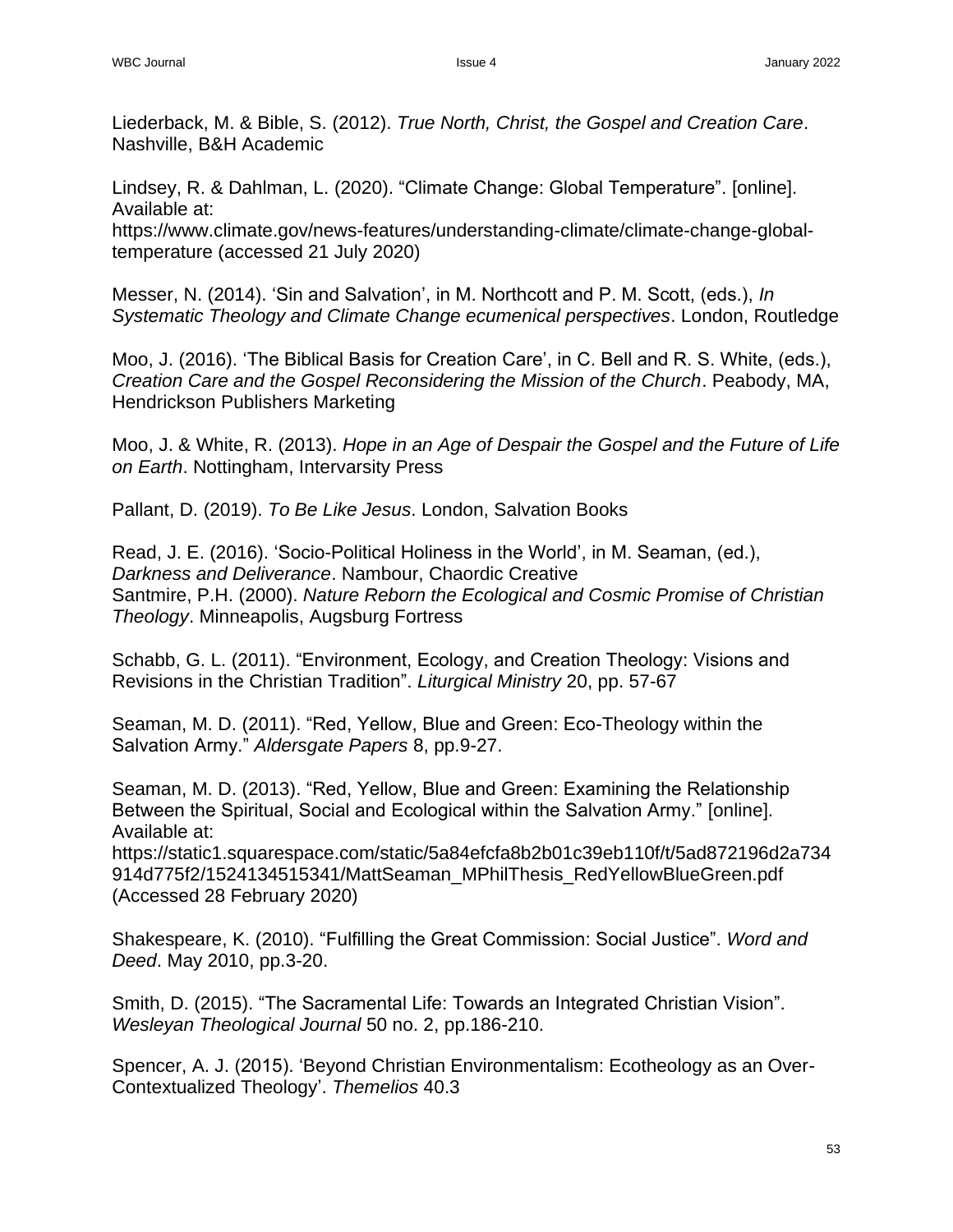Liederback, M. & Bible, S. (2012). *True North, Christ, the Gospel and Creation Care*. Nashville, B&H Academic

Lindsey, R. & Dahlman, L. (2020). "Climate Change: Global Temperature". [online]. Available at: https://www.climate.gov/news-features/understanding-climate/climate-change-global-temperature (accessed 21 July 2020)

Messer, N. (2014). 'Sin and Salvation', in M. Northcott and P. M. Scott, (eds.), *In Systematic Theology and Climate Change ecumenical perspectives*. London, Routledge

Moo, J. (2016). 'The Biblical Basis for Creation Care', in C. Bell and R. S. White, (eds.), *Creation Care and the Gospel Reconsidering the Mission of the Church*. Peabody, MA, Hendrickson Publishers Marketing

Moo, J. & White, R. (2013). *Hope in an Age of Despair the Gospel and the Future of Life on Earth*. Nottingham, Intervarsity Press

Pallant, D. (2019). *To Be Like Jesus*. London, Salvation Books

Read, J. E. (2016). 'Socio-Political Holiness in the World', in M. Seaman, (ed.), *Darkness and Deliverance*. Nambour, Chaordic Creative

Santmire, P.H. (2000). *Nature Reborn the Ecological and Cosmic Promise of Christian Theology*. Minneapolis, Augsburg Fortress

Schabb, G. L. (2011). "Environment, Ecology, and Creation Theology: Visions and Revisions in the Christian Tradition". *Liturgical Ministry* 20, pp. 57-67

Seaman, M. D. (2011). "Red, Yellow, Blue and Green: Eco-Theology within the Salvation Army." *Aldersgate Papers* 8, pp.9-27.

Seaman, M. D. (2013). "Red, Yellow, Blue and Green: Examining the Relationship Between the Spiritual, Social and Ecological within the Salvation Army." [online]. Available at: https://static1.squarespace.com/static/5a84efcfa8b2b01c39eb110f/t/5ad872196d2a734914d775f2/1524134515341/MattSeaman_MPhilThesis_RedYellowBlueGreen.pdf (Accessed 28 February 2020)

Shakespeare, K. (2010). "Fulfilling the Great Commission: Social Justice". *Word and Deed*. May 2010, pp.3-20.

Smith, D. (2015). "The Sacramental Life: Towards an Integrated Christian Vision". *Wesleyan Theological Journal* 50 no. 2, pp.186-210.

Spencer, A. J. (2015). 'Beyond Christian Environmentalism: Ecotheology as an Over-Contextualized Theology'. *Themelios* 40.3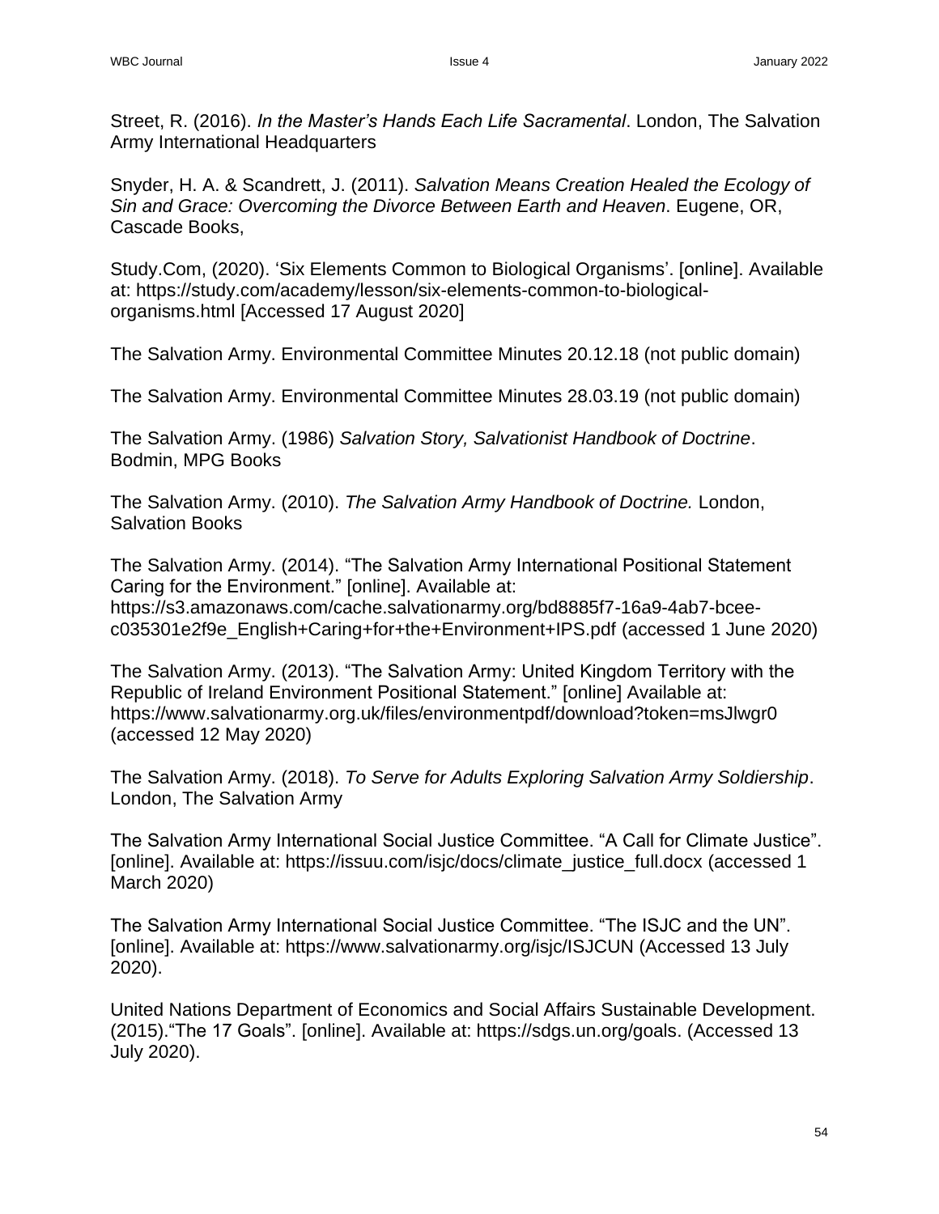Street, R. (2016). *In the Master's Hands Each Life Sacramental*. London, The Salvation Army International Headquarters

Snyder, H. A. & Scandrett, J. (2011). *Salvation Means Creation Healed the Ecology of Sin and Grace: Overcoming the Divorce Between Earth and Heaven*. Eugene, OR, Cascade Books,

Study.Com, (2020). 'Six Elements Common to Biological Organisms'. [online]. Available at: https://study.com/academy/lesson/six-elements-common-to-biological-organisms.html [Accessed 17 August 2020]

The Salvation Army. Environmental Committee Minutes 20.12.18 (not public domain)

The Salvation Army. Environmental Committee Minutes 28.03.19 (not public domain)

The Salvation Army. (1986) *Salvation Story, Salvationist Handbook of Doctrine*. Bodmin, MPG Books

The Salvation Army. (2010). *The Salvation Army Handbook of Doctrine.* London, Salvation Books

The Salvation Army. (2014). "The Salvation Army International Positional Statement Caring for the Environment." [online]. Available at: https://s3.amazonaws.com/cache.salvationarmy.org/bd8885f7-16a9-4ab7-bcee-c035301e2f9e_English+Caring+for+the+Environment+IPS.pdf (accessed 1 June 2020)

The Salvation Army. (2013). "The Salvation Army: United Kingdom Territory with the Republic of Ireland Environment Positional Statement." [online] Available at: https://www.salvationarmy.org.uk/files/environmentpdf/download?token=msJlwgr0 (accessed 12 May 2020)

The Salvation Army. (2018). *To Serve for Adults Exploring Salvation Army Soldiership*. London, The Salvation Army

The Salvation Army International Social Justice Committee. "A Call for Climate Justice". [online]. Available at: https://issuu.com/isjc/docs/climate_justice_full.docx (accessed 1 March 2020)

The Salvation Army International Social Justice Committee. "The ISJC and the UN". [online]. Available at: https://www.salvationarmy.org/isjc/ISJCUN (Accessed 13 July 2020).

United Nations Department of Economics and Social Affairs Sustainable Development. (2015)."The 17 Goals". [online]. Available at: https://sdgs.un.org/goals. (Accessed 13 July 2020).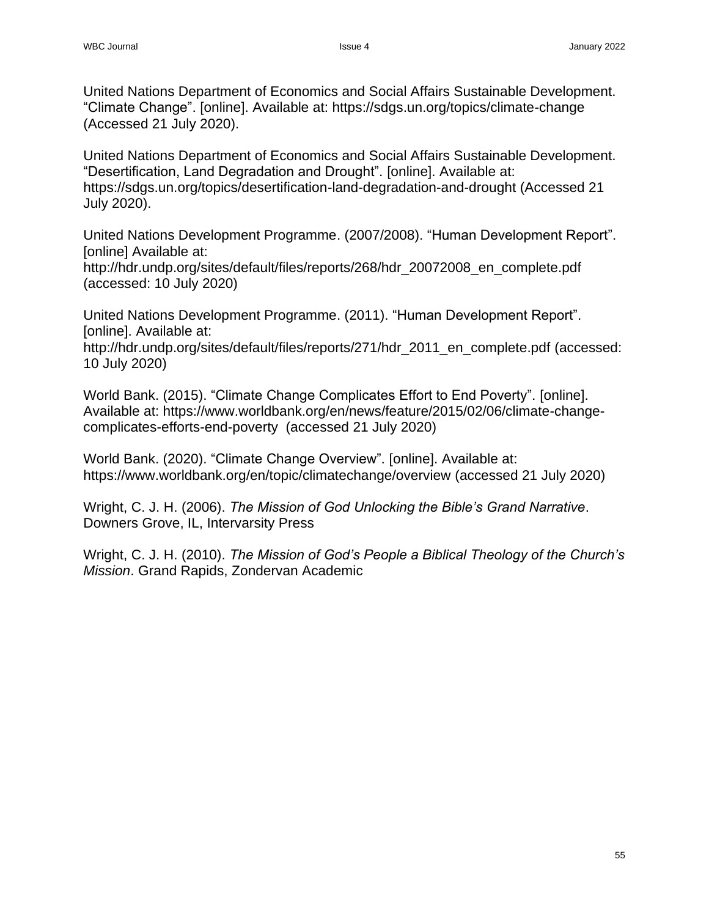United Nations Department of Economics and Social Affairs Sustainable Development. "Climate Change". [online]. Available at: https://sdgs.un.org/topics/climate-change (Accessed 21 July 2020).

United Nations Department of Economics and Social Affairs Sustainable Development. "Desertification, Land Degradation and Drought". [online]. Available at: https://sdgs.un.org/topics/desertification-land-degradation-and-drought (Accessed 21 July 2020).

United Nations Development Programme. (2007/2008). "Human Development Report". [online] Available at: http://hdr.undp.org/sites/default/files/reports/268/hdr_20072008_en_complete.pdf (accessed: 10 July 2020)

United Nations Development Programme. (2011). "Human Development Report". [online]. Available at: http://hdr.undp.org/sites/default/files/reports/271/hdr_2011_en_complete.pdf (accessed: 10 July 2020)

World Bank. (2015). "Climate Change Complicates Effort to End Poverty". [online]. Available at: https://www.worldbank.org/en/news/feature/2015/02/06/climate-change-complicates-efforts-end-poverty (accessed 21 July 2020)

World Bank. (2020). "Climate Change Overview". [online]. Available at: https://www.worldbank.org/en/topic/climatechange/overview (accessed 21 July 2020)

Wright, C. J. H. (2006). *The Mission of God Unlocking the Bible's Grand Narrative*. Downers Grove, IL, Intervarsity Press

Wright, C. J. H. (2010). *The Mission of God's People a Biblical Theology of the Church's Mission*. Grand Rapids, Zondervan Academic